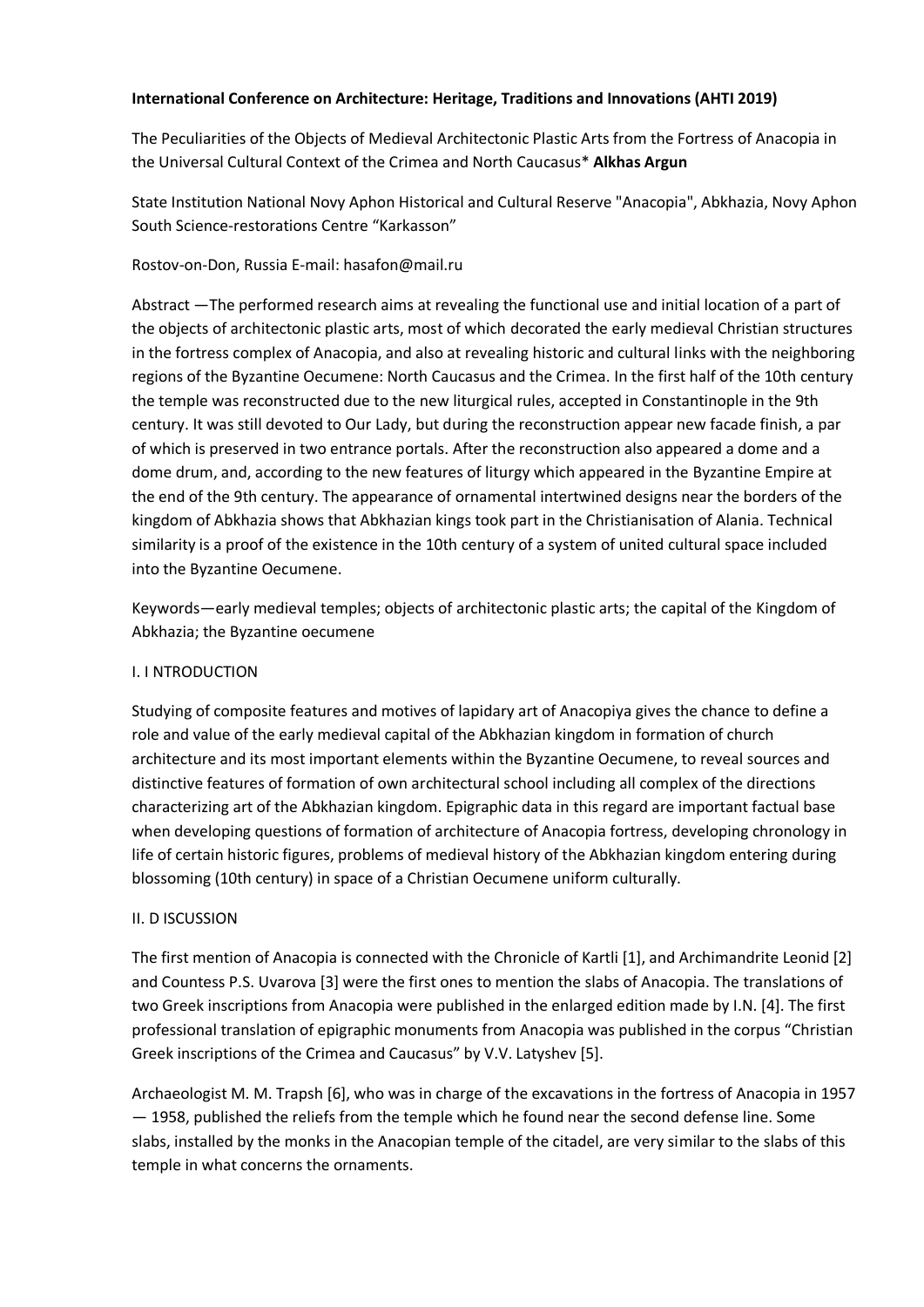**International Conference on Architecture: Heritage, Traditions and Innovations (AHTI 2019)**

# The Peculiarities of the Objects of Medieval Architectonic Plastic Arts from the Fortress of Anacopia in the Universal Cultural Context of the Crimea and North Caucasus*

**Alkhas Argun**

State Institution National Novy Aphon Historical and Cultural Reserve "Anacopia", Abkhazia, Novy Aphon South Science-restorations Centre "Karkasson"

Rostov-on-Don, Russia E-mail: hasafon@mail.ru

Abstract —The performed research aims at revealing the functional use and initial location of a part of the objects of architectonic plastic arts, most of which decorated the early medieval Christian structures in the fortress complex of Anacopia, and also at revealing historic and cultural links with the neighboring regions of the Byzantine Oecumene: North Caucasus and the Crimea. In the first half of the 10th century the temple was reconstructed due to the new liturgical rules, accepted in Constantinople in the 9th century. It was still devoted to Our Lady, but during the reconstruction appear new facade finish, a par of which is preserved in two entrance portals. After the reconstruction also appeared a dome and a dome drum, and, according to the new features of liturgy which appeared in the Byzantine Empire at the end of the 9th century. The appearance of ornamental intertwined designs near the borders of the kingdom of Abkhazia shows that Abkhazian kings took part in the Christianisation of Alania. Technical similarity is a proof of the existence in the 10th century of a system of united cultural space included into the Byzantine Oecumene.

Keywords—early medieval temples; objects of architectonic plastic arts; the capital of the Kingdom of Abkhazia; the Byzantine oecumene

## I. I NTRODUCTION

Studying of composite features and motives of lapidary art of Anacopiya gives the chance to define a role and value of the early medieval capital of the Abkhazian kingdom in formation of church architecture and its most important elements within the Byzantine Oecumene, to reveal sources and distinctive features of formation of own architectural school including all complex of the directions characterizing art of the Abkhazian kingdom. Epigraphic data in this regard are important factual base when developing questions of formation of architecture of Anacopia fortress, developing chronology in life of certain historic figures, problems of medieval history of the Abkhazian kingdom entering during blossoming (10th century) in space of a Christian Oecumene uniform culturally.

## II. D ISCUSSION

The first mention of Anacopia is connected with the Chronicle of Kartli [1], and Archimandrite Leonid [2] and Countess P.S. Uvarova [3] were the first ones to mention the slabs of Anacopia. The translations of two Greek inscriptions from Anacopia were published in the enlarged edition made by I.N. [4]. The first professional translation of epigraphic monuments from Anacopia was published in the corpus "Christian Greek inscriptions of the Crimea and Caucasus" by V.V. Latyshev [5].

Archaeologist M. M. Trapsh [6], who was in charge of the excavations in the fortress of Anacopia in 1957 — 1958, published the reliefs from the temple which he found near the second defense line. Some slabs, installed by the monks in the Anacopian temple of the citadel, are very similar to the slabs of this temple in what concerns the ornaments.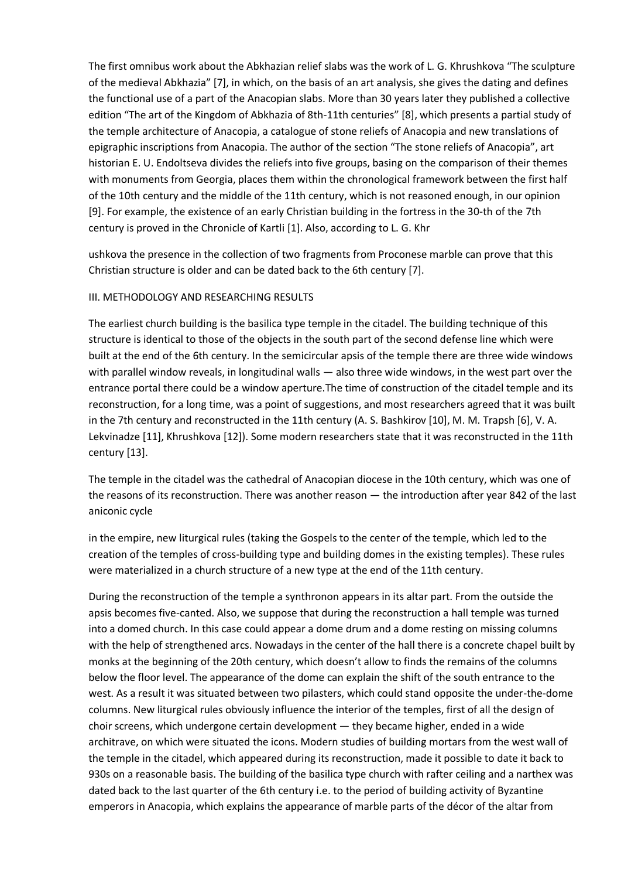The first omnibus work about the Abkhazian relief slabs was the work of L. G. Khrushkova "The sculpture of the medieval Abkhazia" [7], in which, on the basis of an art analysis, she gives the dating and defines the functional use of a part of the Anacopian slabs. More than 30 years later they published a collective edition "The art of the Kingdom of Abkhazia of 8th-11th centuries" [8], which presents a partial study of the temple architecture of Anacopia, a catalogue of stone reliefs of Anacopia and new translations of epigraphic inscriptions from Anacopia. The author of the section "The stone reliefs of Anacopia", art historian E. U. Endoltseva divides the reliefs into five groups, basing on the comparison of their themes with monuments from Georgia, places them within the chronological framework between the first half of the 10th century and the middle of the 11th century, which is not reasoned enough, in our opinion [9]. For example, the existence of an early Christian building in the fortress in the 30-th of the 7th century is proved in the Chronicle of Kartli [1]. Also, according to L. G. Khrushkova the presence in the collection of two fragments from Proconese marble can prove that this Christian structure is older and can be dated back to the 6th century [7].

## III. METHODOLOGY AND RESEARCHING RESULTS

The earliest church building is the basilica type temple in the citadel. The building technique of this structure is identical to those of the objects in the south part of the second defense line which were built at the end of the 6th century. In the semicircular apsis of the temple there are three wide windows with parallel window reveals, in longitudinal walls — also three wide windows, in the west part over the entrance portal there could be a window aperture.The time of construction of the citadel temple and its reconstruction, for a long time, was a point of suggestions, and most researchers agreed that it was built in the 7th century and reconstructed in the 11th century (A. S. Bashkirov [10], M. M. Trapsh [6], V. A. Lekvinadze [11], Khrushkova [12]). Some modern researchers state that it was reconstructed in the 11th century [13].

The temple in the citadel was the cathedral of Anacopian diocese in the 10th century, which was one of the reasons of its reconstruction. There was another reason — the introduction after year 842 of the last aniconic cycle in the empire, new liturgical rules (taking the Gospels to the center of the temple, which led to the creation of the temples of cross-building type and building domes in the existing temples). These rules were materialized in a church structure of a new type at the end of the 11th century.

During the reconstruction of the temple a synthronon appears in its altar part. From the outside the apsis becomes five-canted. Also, we suppose that during the reconstruction a hall temple was turned into a domed church. In this case could appear a dome drum and a dome resting on missing columns with the help of strengthened arcs. Nowadays in the center of the hall there is a concrete chapel built by monks at the beginning of the 20th century, which doesn't allow to finds the remains of the columns below the floor level. The appearance of the dome can explain the shift of the south entrance to the west. As a result it was situated between two pilasters, which could stand opposite the under-the-dome columns. New liturgical rules obviously influence the interior of the temples, first of all the design of choir screens, which undergone certain development — they became higher, ended in a wide architrave, on which were situated the icons. Modern studies of building mortars from the west wall of the temple in the citadel, which appeared during its reconstruction, made it possible to date it back to 930s on a reasonable basis. The building of the basilica type church with rafter ceiling and a narthex was dated back to the last quarter of the 6th century i.e. to the period of building activity of Byzantine emperors in Anacopia, which explains the appearance of marble parts of the décor of the altar from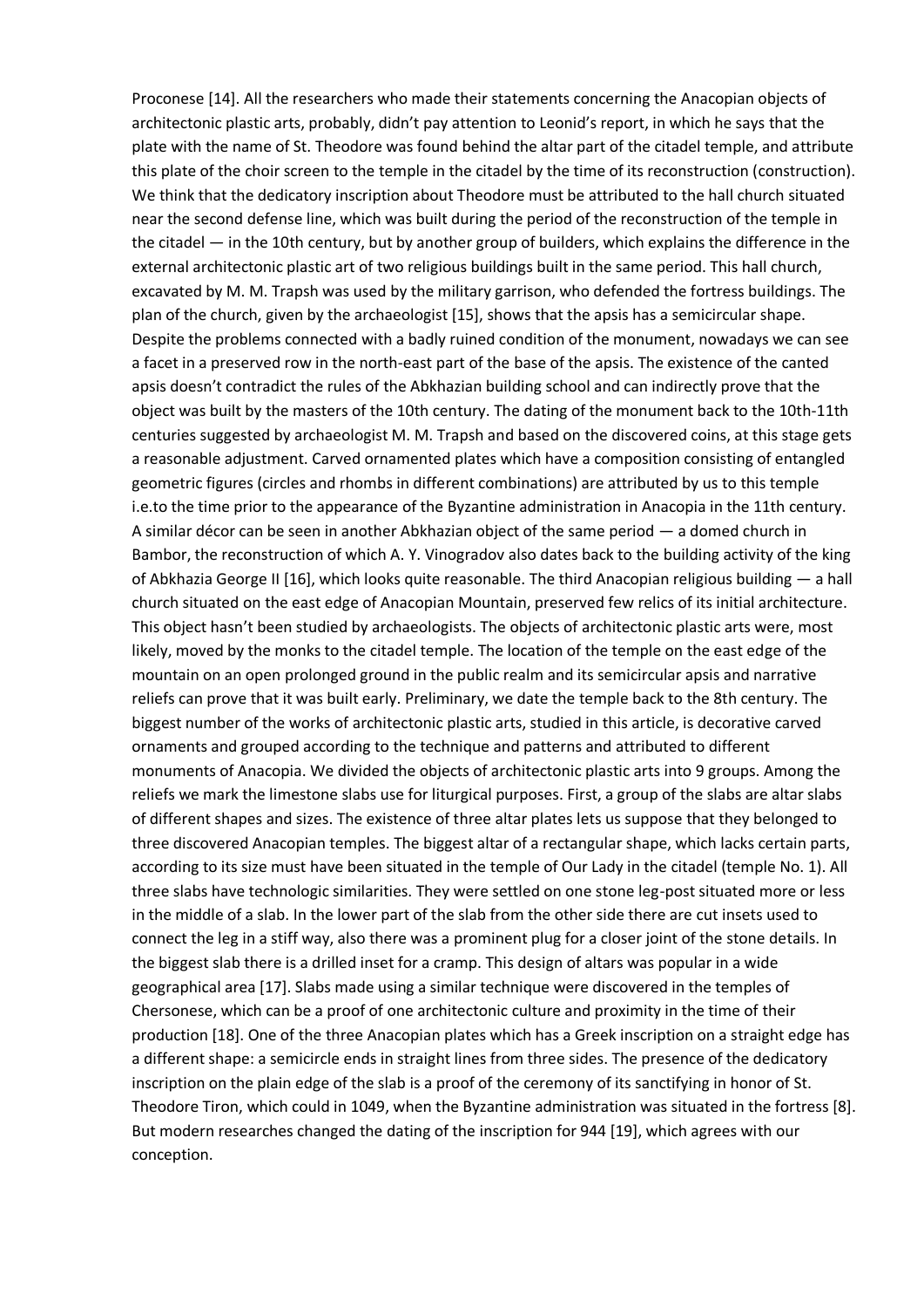Proconese [14]. All the researchers who made their statements concerning the Anacopian objects of architectonic plastic arts, probably, didn't pay attention to Leonid's report, in which he says that the plate with the name of St. Theodore was found behind the altar part of the citadel temple, and attribute this plate of the choir screen to the temple in the citadel by the time of its reconstruction (construction). We think that the dedicatory inscription about Theodore must be attributed to the hall church situated near the second defense line, which was built during the period of the reconstruction of the temple in the citadel — in the 10th century, but by another group of builders, which explains the difference in the external architectonic plastic art of two religious buildings built in the same period. This hall church, excavated by M. M. Trapsh was used by the military garrison, who defended the fortress buildings. The plan of the church, given by the archaeologist [15], shows that the apsis has a semicircular shape. Despite the problems connected with a badly ruined condition of the monument, nowadays we can see a facet in a preserved row in the north-east part of the base of the apsis. The existence of the canted apsis doesn't contradict the rules of the Abkhazian building school and can indirectly prove that the object was built by the masters of the 10th century. The dating of the monument back to the 10th-11th centuries suggested by archaeologist M. M. Trapsh and based on the discovered coins, at this stage gets a reasonable adjustment. Carved ornamented plates which have a composition consisting of entangled geometric figures (circles and rhombs in different combinations) are attributed by us to this temple i.e.to the time prior to the appearance of the Byzantine administration in Anacopia in the 11th century. A similar décor can be seen in another Abkhazian object of the same period — a domed church in Bambor, the reconstruction of which A. Y. Vinogradov also dates back to the building activity of the king of Abkhazia George II [16], which looks quite reasonable. The third Anacopian religious building — a hall church situated on the east edge of Anacopian Mountain, preserved few relics of its initial architecture. This object hasn't been studied by archaeologists. The objects of architectonic plastic arts were, most likely, moved by the monks to the citadel temple. The location of the temple on the east edge of the mountain on an open prolonged ground in the public realm and its semicircular apsis and narrative reliefs can prove that it was built early. Preliminary, we date the temple back to the 8th century. The biggest number of the works of architectonic plastic arts, studied in this article, is decorative carved ornaments and grouped according to the technique and patterns and attributed to different monuments of Anacopia. We divided the objects of architectonic plastic arts into 9 groups. Among the reliefs we mark the limestone slabs use for liturgical purposes. First, a group of the slabs are altar slabs of different shapes and sizes. The existence of three altar plates lets us suppose that they belonged to three discovered Anacopian temples. The biggest altar of a rectangular shape, which lacks certain parts, according to its size must have been situated in the temple of Our Lady in the citadel (temple No. 1). All three slabs have technologic similarities. They were settled on one stone leg-post situated more or less in the middle of a slab. In the lower part of the slab from the other side there are cut insets used to connect the leg in a stiff way, also there was a prominent plug for a closer joint of the stone details. In the biggest slab there is a drilled inset for a cramp. This design of altars was popular in a wide geographical area [17]. Slabs made using a similar technique were discovered in the temples of Chersonese, which can be a proof of one architectonic culture and proximity in the time of their production [18]. One of the three Anacopian plates which has a Greek inscription on a straight edge has a different shape: a semicircle ends in straight lines from three sides. The presence of the dedicatory inscription on the plain edge of the slab is a proof of the ceremony of its sanctifying in honor of St. Theodore Tiron, which could in 1049, when the Byzantine administration was situated in the fortress [8]. But modern researches changed the dating of the inscription for 944 [19], which agrees with our conception.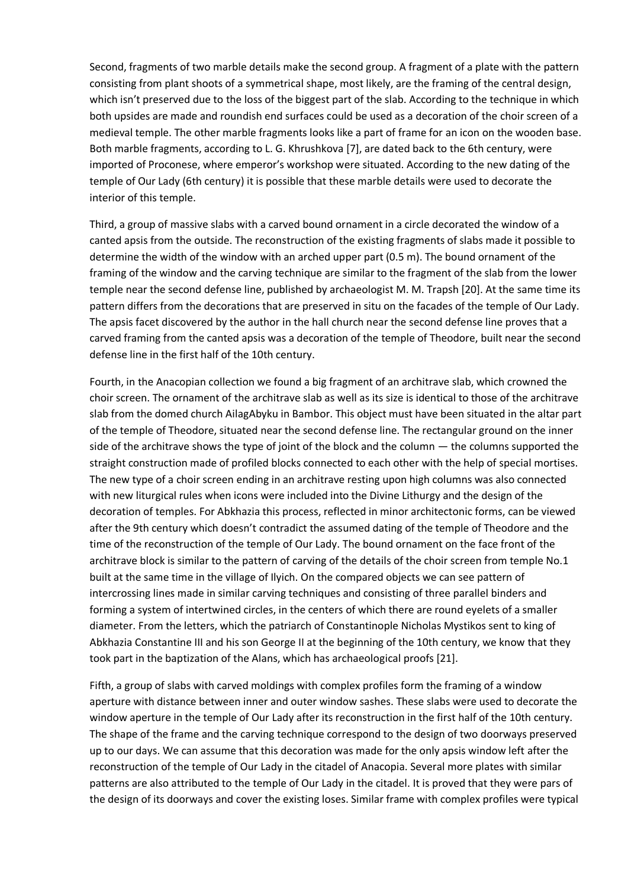Second, fragments of two marble details make the second group. A fragment of a plate with the pattern consisting from plant shoots of a symmetrical shape, most likely, are the framing of the central design, which isn't preserved due to the loss of the biggest part of the slab. According to the technique in which both upsides are made and roundish end surfaces could be used as a decoration of the choir screen of a medieval temple. The other marble fragments looks like a part of frame for an icon on the wooden base. Both marble fragments, according to L. G. Khrushkova [7], are dated back to the 6th century, were imported of Proconese, where emperor's workshop were situated. According to the new dating of the temple of Our Lady (6th century) it is possible that these marble details were used to decorate the interior of this temple.

Third, a group of massive slabs with a carved bound ornament in a circle decorated the window of a canted apsis from the outside. The reconstruction of the existing fragments of slabs made it possible to determine the width of the window with an arched upper part (0.5 m). The bound ornament of the framing of the window and the carving technique are similar to the fragment of the slab from the lower temple near the second defense line, published by archaeologist M. M. Trapsh [20]. At the same time its pattern differs from the decorations that are preserved in situ on the facades of the temple of Our Lady. The apsis facet discovered by the author in the hall church near the second defense line proves that a carved framing from the canted apsis was a decoration of the temple of Theodore, built near the second defense line in the first half of the 10th century.

Fourth, in the Anacopian collection we found a big fragment of an architrave slab, which crowned the choir screen. The ornament of the architrave slab as well as its size is identical to those of the architrave slab from the domed church AilagAbyku in Bambor. This object must have been situated in the altar part of the temple of Theodore, situated near the second defense line. The rectangular ground on the inner side of the architrave shows the type of joint of the block and the column — the columns supported the straight construction made of profiled blocks connected to each other with the help of special mortises. The new type of a choir screen ending in an architrave resting upon high columns was also connected with new liturgical rules when icons were included into the Divine Lithurgy and the design of the decoration of temples. For Abkhazia this process, reflected in minor architectonic forms, can be viewed after the 9th century which doesn't contradict the assumed dating of the temple of Theodore and the time of the reconstruction of the temple of Our Lady. The bound ornament on the face front of the architrave block is similar to the pattern of carving of the details of the choir screen from temple No.1 built at the same time in the village of Ilyich. On the compared objects we can see pattern of intercrossing lines made in similar carving techniques and consisting of three parallel binders and forming a system of intertwined circles, in the centers of which there are round eyelets of a smaller diameter. From the letters, which the patriarch of Constantinople Nicholas Mystikos sent to king of Abkhazia Constantine III and his son George II at the beginning of the 10th century, we know that they took part in the baptization of the Alans, which has archaeological proofs [21].

Fifth, a group of slabs with carved moldings with complex profiles form the framing of a window aperture with distance between inner and outer window sashes. These slabs were used to decorate the window aperture in the temple of Our Lady after its reconstruction in the first half of the 10th century. The shape of the frame and the carving technique correspond to the design of two doorways preserved up to our days. We can assume that this decoration was made for the only apsis window left after the reconstruction of the temple of Our Lady in the citadel of Anacopia. Several more plates with similar patterns are also attributed to the temple of Our Lady in the citadel. It is proved that they were pars of the design of its doorways and cover the existing loses. Similar frame with complex profiles were typical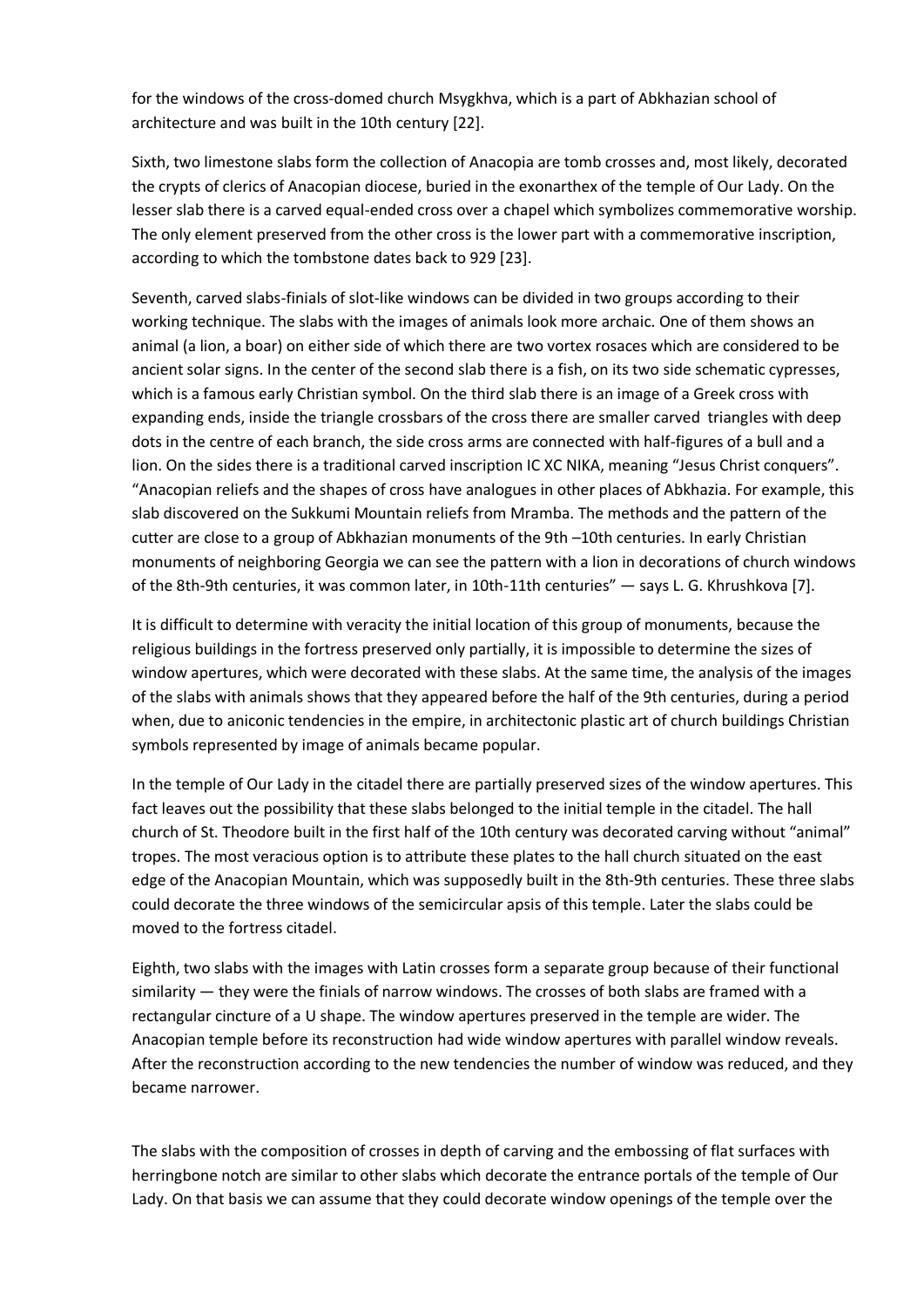for the windows of the cross-domed church Msygkhva, which is a part of Abkhazian school of architecture and was built in the 10th century [22].

Sixth, two limestone slabs form the collection of Anacopia are tomb crosses and, most likely, decorated the crypts of clerics of Anacopian diocese, buried in the exonarthex of the temple of Our Lady. On the lesser slab there is a carved equal-ended cross over a chapel which symbolizes commemorative worship. The only element preserved from the other cross is the lower part with a commemorative inscription, according to which the tombstone dates back to 929 [23].

Seventh, carved slabs-finials of slot-like windows can be divided in two groups according to their working technique. The slabs with the images of animals look more archaic. One of them shows an animal (a lion, a boar) on either side of which there are two vortex rosaces which are considered to be ancient solar signs. In the center of the second slab there is a fish, on its two side schematic cypresses, which is a famous early Christian symbol. On the third slab there is an image of a Greek cross with expanding ends, inside the triangle crossbars of the cross there are smaller carved triangles with deep dots in the centre of each branch, the side cross arms are connected with half-figures of a bull and a lion. On the sides there is a traditional carved inscription IC XC NIKA, meaning "Jesus Christ conquers". "Anacopian reliefs and the shapes of cross have analogues in other places of Abkhazia. For example, this slab discovered on the Sukkumi Mountain reliefs from Mramba. The methods and the pattern of the cutter are close to a group of Abkhazian monuments of the 9th –10th centuries. In early Christian monuments of neighboring Georgia we can see the pattern with a lion in decorations of church windows of the 8th-9th centuries, it was common later, in 10th-11th centuries" — says L. G. Khrushkova [7].

It is difficult to determine with veracity the initial location of this group of monuments, because the religious buildings in the fortress preserved only partially, it is impossible to determine the sizes of window apertures, which were decorated with these slabs. At the same time, the analysis of the images of the slabs with animals shows that they appeared before the half of the 9th centuries, during a period when, due to aniconic tendencies in the empire, in architectonic plastic art of church buildings Christian symbols represented by image of animals became popular.

In the temple of Our Lady in the citadel there are partially preserved sizes of the window apertures. This fact leaves out the possibility that these slabs belonged to the initial temple in the citadel. The hall church of St. Theodore built in the first half of the 10th century was decorated carving without "animal" tropes. The most veracious option is to attribute these plates to the hall church situated on the east edge of the Anacopian Mountain, which was supposedly built in the 8th-9th centuries. These three slabs could decorate the three windows of the semicircular apsis of this temple. Later the slabs could be moved to the fortress citadel.

Eighth, two slabs with the images with Latin crosses form a separate group because of their functional similarity — they were the finials of narrow windows. The crosses of both slabs are framed with a rectangular cincture of a U shape. The window apertures preserved in the temple are wider. The Anacopian temple before its reconstruction had wide window apertures with parallel window reveals. After the reconstruction according to the new tendencies the number of window was reduced, and they became narrower.

The slabs with the composition of crosses in depth of carving and the embossing of flat surfaces with herringbone notch are similar to other slabs which decorate the entrance portals of the temple of Our Lady. On that basis we can assume that they could decorate window openings of the temple over the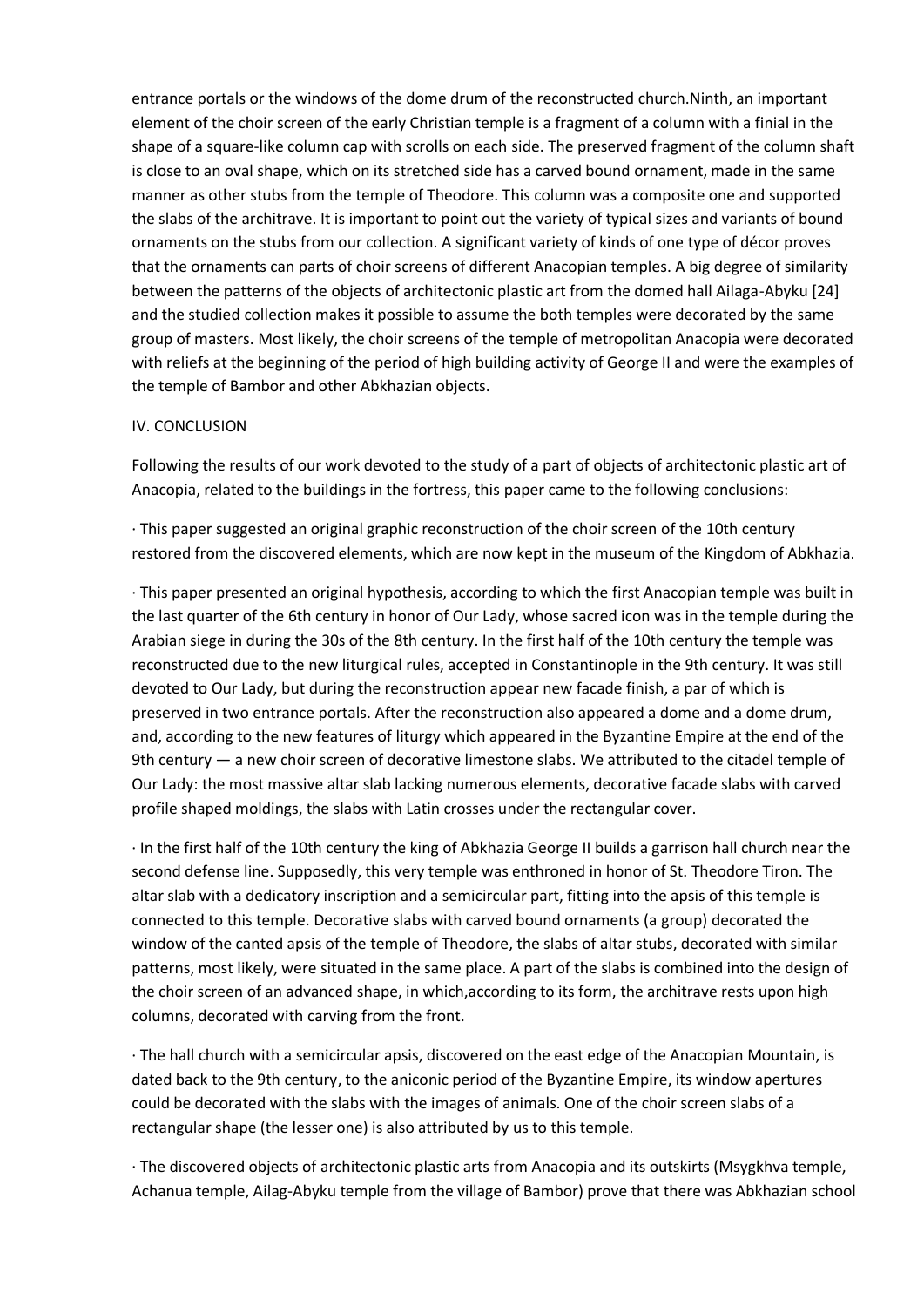entrance portals or the windows of the dome drum of the reconstructed church.Ninth, an important element of the choir screen of the early Christian temple is a fragment of a column with a finial in the shape of a square-like column cap with scrolls on each side. The preserved fragment of the column shaft is close to an oval shape, which on its stretched side has a carved bound ornament, made in the same manner as other stubs from the temple of Theodore. This column was a composite one and supported the slabs of the architrave. It is important to point out the variety of typical sizes and variants of bound ornaments on the stubs from our collection. A significant variety of kinds of one type of décor proves that the ornaments can parts of choir screens of different Anacopian temples. A big degree of similarity between the patterns of the objects of architectonic plastic art from the domed hall Ailaga-Abyku [24] and the studied collection makes it possible to assume the both temples were decorated by the same group of masters. Most likely, the choir screens of the temple of metropolitan Anacopia were decorated with reliefs at the beginning of the period of high building activity of George II and were the examples of the temple of Bambor and other Abkhazian objects.

## IV. CONCLUSION

Following the results of our work devoted to the study of a part of objects of architectonic plastic art of Anacopia, related to the buildings in the fortress, this paper came to the following conclusions:

· This paper suggested an original graphic reconstruction of the choir screen of the 10th century restored from the discovered elements, which are now kept in the museum of the Kingdom of Abkhazia.

· This paper presented an original hypothesis, according to which the first Anacopian temple was built in the last quarter of the 6th century in honor of Our Lady, whose sacred icon was in the temple during the Arabian siege in during the 30s of the 8th century. In the first half of the 10th century the temple was reconstructed due to the new liturgical rules, accepted in Constantinople in the 9th century. It was still devoted to Our Lady, but during the reconstruction appear new facade finish, a par of which is preserved in two entrance portals. After the reconstruction also appeared a dome and a dome drum, and, according to the new features of liturgy which appeared in the Byzantine Empire at the end of the 9th century — a new choir screen of decorative limestone slabs. We attributed to the citadel temple of Our Lady: the most massive altar slab lacking numerous elements, decorative facade slabs with carved profile shaped moldings, the slabs with Latin crosses under the rectangular cover.

· In the first half of the 10th century the king of Abkhazia George II builds a garrison hall church near the second defense line. Supposedly, this very temple was enthroned in honor of St. Theodore Tiron. The altar slab with a dedicatory inscription and a semicircular part, fitting into the apsis of this temple is connected to this temple. Decorative slabs with carved bound ornaments (a group) decorated the window of the canted apsis of the temple of Theodore, the slabs of altar stubs, decorated with similar patterns, most likely, were situated in the same place. A part of the slabs is combined into the design of the choir screen of an advanced shape, in which,according to its form, the architrave rests upon high columns, decorated with carving from the front.

· The hall church with a semicircular apsis, discovered on the east edge of the Anacopian Mountain, is dated back to the 9th century, to the aniconic period of the Byzantine Empire, its window apertures could be decorated with the slabs with the images of animals. One of the choir screen slabs of a rectangular shape (the lesser one) is also attributed by us to this temple.

· The discovered objects of architectonic plastic arts from Anacopia and its outskirts (Msygkhva temple, Achanua temple, Ailag-Abyku temple from the village of Bambor) prove that there was Abkhazian school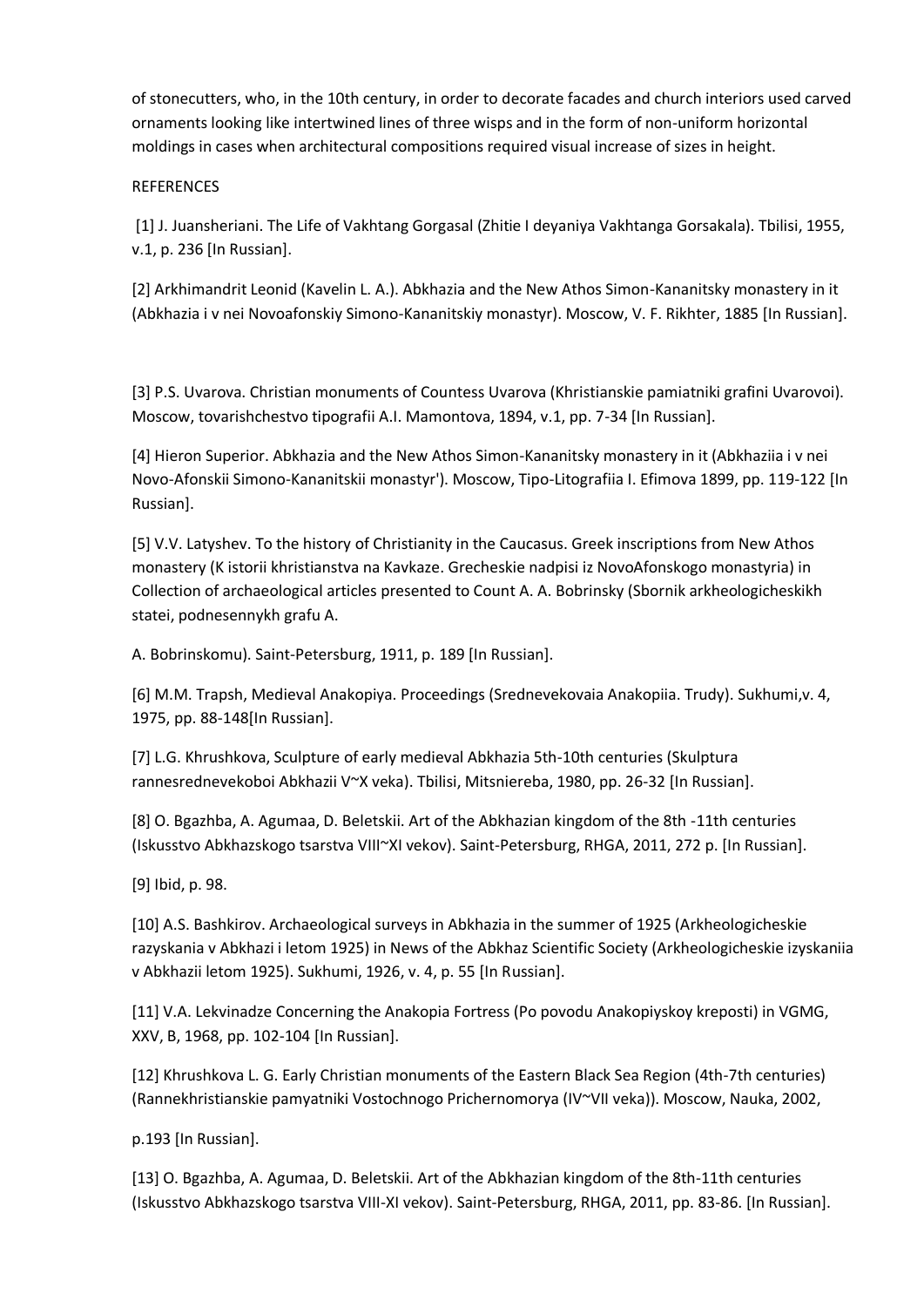of stonecutters, who, in the 10th century, in order to decorate facades and church interiors used carved ornaments looking like intertwined lines of three wisps and in the form of non-uniform horizontal moldings in cases when architectural compositions required visual increase of sizes in height.

REFERENCES

[1] J. Juansheriani. The Life of Vakhtang Gorgasal (Zhitie I deyaniya Vakhtanga Gorsakala). Tbilisi, 1955, v.1, p. 236 [In Russian].

[2] Arkhimandrit Leonid (Kavelin L. A.). Abkhazia and the New Athos Simon-Kananitsky monastery in it (Abkhazia i v nei Novoafonskiy Simono-Kananitskiy monastyr). Moscow, V. F. Rikhter, 1885 [In Russian].

[3] P.S. Uvarova. Christian monuments of Countess Uvarova (Khristianskie pamiatniki grafini Uvarovoi). Moscow, tovarishchestvo tipografii A.I. Mamontova, 1894, v.1, pp. 7-34 [In Russian].

[4] Hieron Superior. Abkhazia and the New Athos Simon-Kananitsky monastery in it (Abkhaziia i v nei Novo-Afonskii Simono-Kananitskii monastyr'). Moscow, Tipo-Litografiia I. Efimova 1899, pp. 119-122 [In Russian].

[5] V.V. Latyshev. To the history of Christianity in the Caucasus. Greek inscriptions from New Athos monastery (K istorii khristianstva na Kavkaze. Grecheskie nadpisi iz NovoAfonskogo monastyria) in Collection of archaeological articles presented to Count A. A. Bobrinsky (Sbornik arkheologicheskikh statei, podnesennykh grafu A.

A. Bobrinskomu). Saint-Petersburg, 1911, p. 189 [In Russian].

[6] M.M. Trapsh, Medieval Anakopiya. Proceedings (Srednevekovaia Anakopiia. Trudy). Sukhumi,v. 4, 1975, pp. 88-148[In Russian].

[7] L.G. Khrushkova, Sculpture of early medieval Abkhazia 5th-10th centuries (Skulptura rannesrednevekoboi Abkhazii V~X veka). Tbilisi, Mitsniereba, 1980, pp. 26-32 [In Russian].

[8] O. Bgazhba, A. Agumaa, D. Beletskii. Art of the Abkhazian kingdom of the 8th -11th centuries (Iskusstvo Abkhazskogo tsarstva VIII~XI vekov). Saint-Petersburg, RHGA, 2011, 272 p. [In Russian].

[9] Ibid, p. 98.

[10] A.S. Bashkirov. Archaeological surveys in Abkhazia in the summer of 1925 (Arkheologicheskie razyskania v Abkhazi i letom 1925) in News of the Abkhaz Scientific Society (Arkheologicheskie izyskaniia v Abkhazii letom 1925). Sukhumi, 1926, v. 4, p. 55 [In Russian].

[11] V.A. Lekvinadze Concerning the Anakopia Fortress (Po povodu Anakopiyskoy kreposti) in VGMG, XXV, B, 1968, pp. 102-104 [In Russian].

[12] Khrushkova L. G. Early Christian monuments of the Eastern Black Sea Region (4th-7th centuries) (Rannekhristianskie pamyatniki Vostochnogo Prichernomorya (IV~VII veka)). Moscow, Nauka, 2002,

p.193 [In Russian].

[13] O. Bgazhba, A. Agumaa, D. Beletskii. Art of the Abkhazian kingdom of the 8th-11th centuries (Iskusstvo Abkhazskogo tsarstva VIII-XI vekov). Saint-Petersburg, RHGA, 2011, pp. 83-86. [In Russian].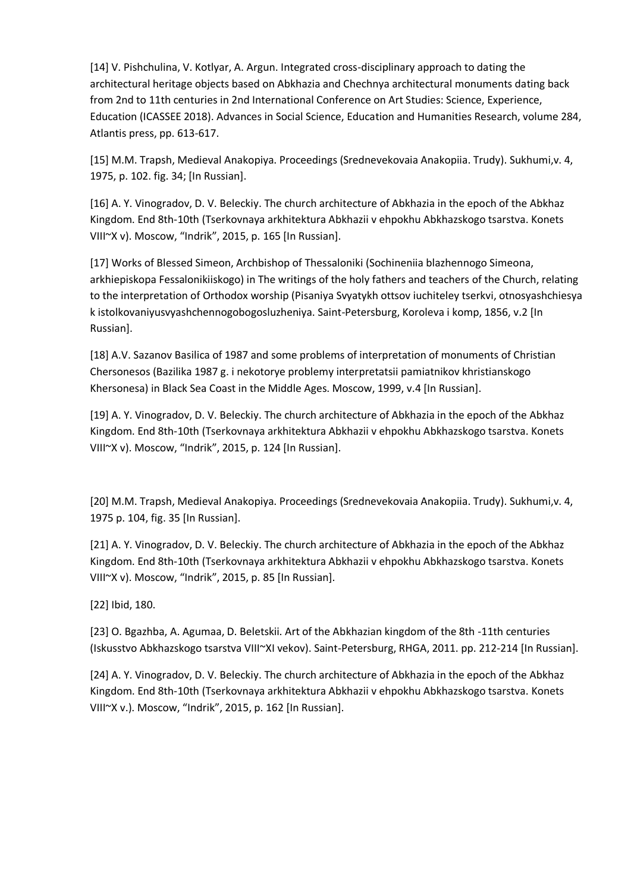[14] V. Pishchulina, V. Kotlyar, A. Argun. Integrated cross-disciplinary approach to dating the architectural heritage objects based on Abkhazia and Chechnya architectural monuments dating back from 2nd to 11th centuries in 2nd International Conference on Art Studies: Science, Experience, Education (ICASSEE 2018). Advances in Social Science, Education and Humanities Research, volume 284, Atlantis press, pp. 613-617.

[15] M.M. Trapsh, Medieval Anakopiya. Proceedings (Srednevekovaia Anakopiia. Trudy). Sukhumi,v. 4, 1975, p. 102. fig. 34; [In Russian].

[16] A. Y. Vinogradov, D. V. Beleckiy. The church architecture of Abkhazia in the epoch of the Abkhaz Kingdom. End 8th-10th (Tserkovnaya arkhitektura Abkhazii v ehpokhu Abkhazskogo tsarstva. Konets VIII~X v). Moscow, "Indrik", 2015, p. 165 [In Russian].

[17] Works of Blessed Simeon, Archbishop of Thessaloniki (Sochineniia blazhennogo Simeona, arkhiepiskopa Fessalonikiiskogo) in The writings of the holy fathers and teachers of the Church, relating to the interpretation of Orthodox worship (Pisaniya Svyatykh ottsov iuchiteley tserkvi, otnosyashchiesya k istolkovaniyusvyashchennogobogosluzheniya. Saint-Petersburg, Koroleva i komp, 1856, v.2 [In Russian].

[18] A.V. Sazanov Basilica of 1987 and some problems of interpretation of monuments of Christian Chersonesos (Bazilika 1987 g. i nekotorye problemy interpretatsii pamiatnikov khristianskogo Khersonesa) in Black Sea Coast in the Middle Ages. Moscow, 1999, v.4 [In Russian].

[19] A. Y. Vinogradov, D. V. Beleckiy. The church architecture of Abkhazia in the epoch of the Abkhaz Kingdom. End 8th-10th (Tserkovnaya arkhitektura Abkhazii v ehpokhu Abkhazskogo tsarstva. Konets VIII~X v). Moscow, "Indrik", 2015, p. 124 [In Russian].

[20] M.M. Trapsh, Medieval Anakopiya. Proceedings (Srednevekovaia Anakopiia. Trudy). Sukhumi,v. 4, 1975 p. 104, fig. 35 [In Russian].

[21] A. Y. Vinogradov, D. V. Beleckiy. The church architecture of Abkhazia in the epoch of the Abkhaz Kingdom. End 8th-10th (Tserkovnaya arkhitektura Abkhazii v ehpokhu Abkhazskogo tsarstva. Konets VIII~X v). Moscow, "Indrik", 2015, p. 85 [In Russian].

[22] Ibid, 180.

[23] O. Bgazhba, A. Agumaa, D. Beletskii. Art of the Abkhazian kingdom of the 8th -11th centuries (Iskusstvo Abkhazskogo tsarstva VIII~XI vekov). Saint-Petersburg, RHGA, 2011. pp. 212-214 [In Russian].

[24] A. Y. Vinogradov, D. V. Beleckiy. The church architecture of Abkhazia in the epoch of the Abkhaz Kingdom. End 8th-10th (Tserkovnaya arkhitektura Abkhazii v ehpokhu Abkhazskogo tsarstva. Konets VIII~X v.). Moscow, "Indrik", 2015, p. 162 [In Russian].